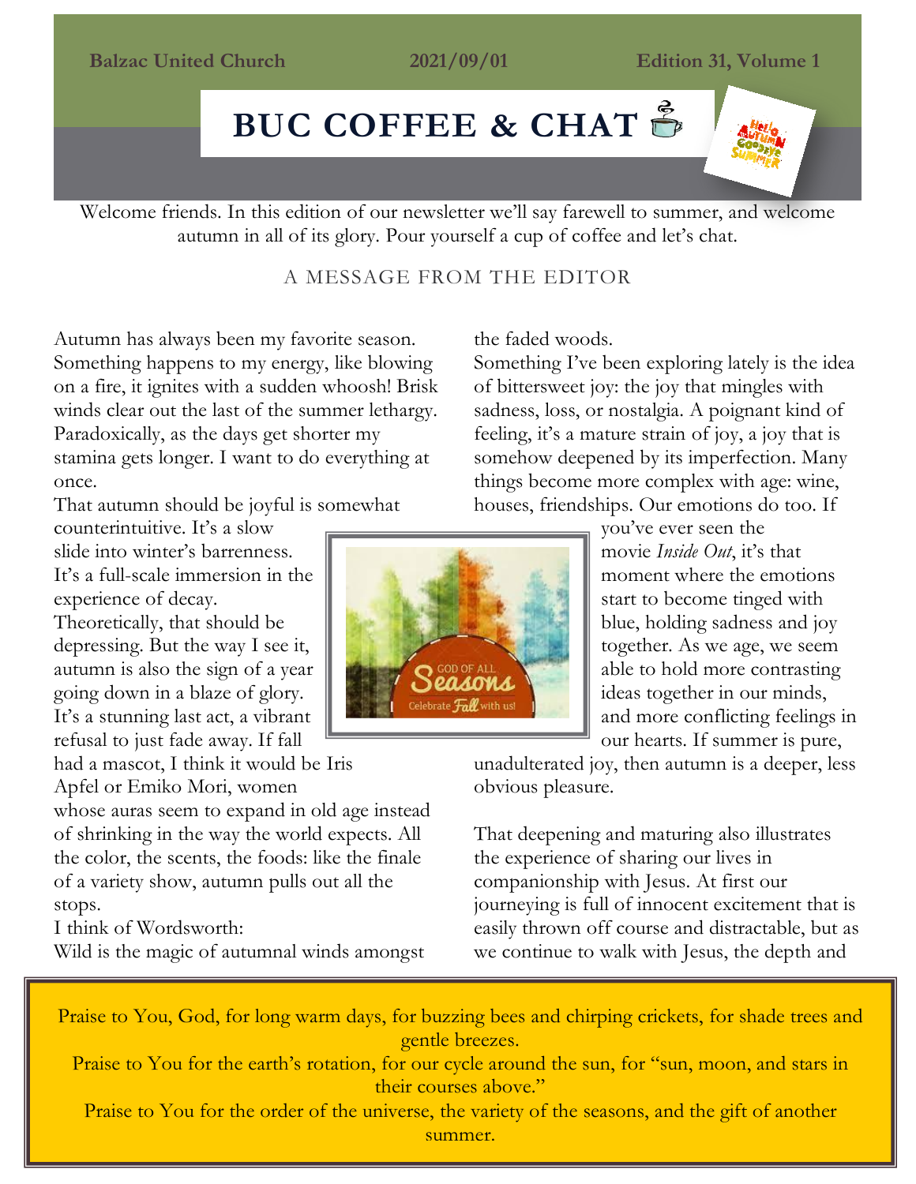Balzac United Church 2021/09/01 Edition 31, Volume 1

# BUC COFFEE & CHAT

Welcome friends. In this edition of our newsletter we'll say farewell to summer, and welcome autumn in all of its glory. Pour yourself a cup of coffee and let's chat.

## A MESSAGE FROM THE EDITOR

Autumn has always been my favorite season. Something happens to my energy, like blowing on a fire, it ignites with a sudden whoosh! Brisk winds clear out the last of the summer lethargy. Paradoxically, as the days get shorter my stamina gets longer. I want to do everything at once.

That autumn should be joyful is somewhat counterintuitive. It's a slow slide into winter's barrenness. It's a full-scale immersion in the experience of decay.

Theoretically, that should be depressing. But the way I see it, autumn is also the sign of a year going down in a blaze of glory. It's a stunning last act, a vibrant refusal to just fade away. If fall had a mascot, I think it would be Iris Apfel or Emiko Mori, women whose auras seem to expand in old age instead of shrinking in the way the world expects. All the color, the scents, the foods: like the finale of a variety show, autumn pulls out all the stops.

I think of Wordsworth:

Wild is the magic of autumnal winds amongst the faded woods.

Something I've been exploring lately is the idea of bittersweet joy: the joy that mingles with sadness, loss, or nostalgia. A poignant kind of feeling, it's a mature strain of joy, a joy that is somehow deepened by its imperfection. Many things become more complex with age: wine, houses, friendships. Our emotions do too. If you've ever seen the movie *Inside Out*, it's that moment where the emotions start to become tinged with blue, holding sadness and joy together. As we age, we seem able to hold more contrasting ideas together in our minds, and more conflicting feelings in our hearts. If summer is pure, unadulterated joy, then autumn is a deeper, less obvious pleasure.

That deepening and maturing also illustrates the experience of sharing our lives in companionship with Jesus. At first our journeying is full of innocent excitement that is easily thrown off course and distractable, but as we continue to walk with Jesus, the depth and

---

Praise to You, God, for long warm days, for buzzing bees and chirping crickets, for shade trees and gentle breezes.

Praise to You for the earth's rotation, for our cycle around the sun, for "sun, moon, and stars in their courses above."

Praise to You for the order of the universe, the variety of the seasons, and the gift of another summer.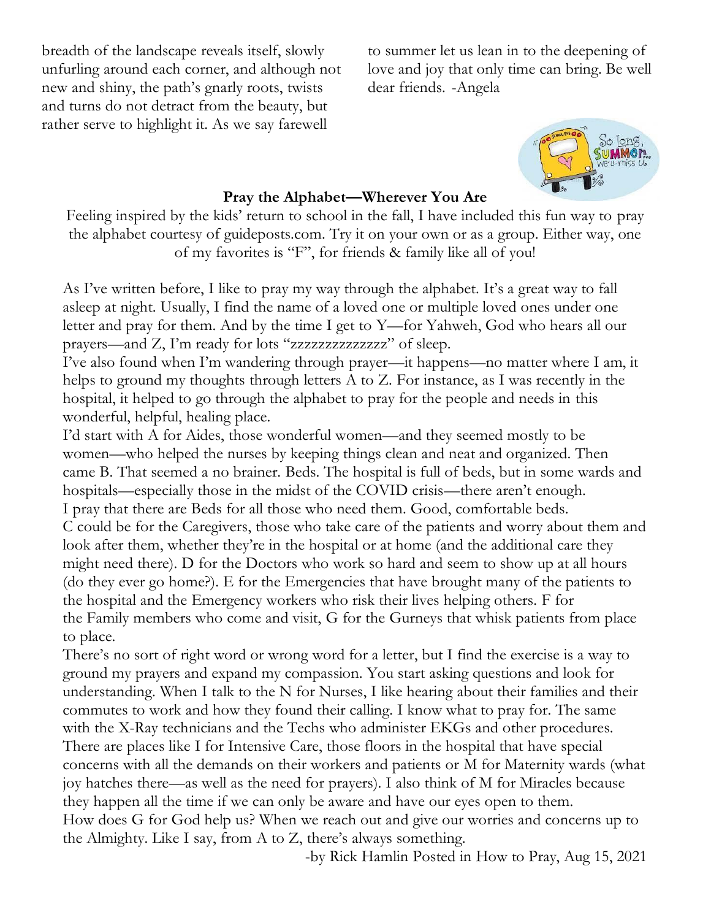breadth of the landscape reveals itself, slowly unfurling around each corner, and although not new and shiny, the path's gnarly roots, twists and turns do not detract from the beauty, but rather serve to highlight it. As we say farewell to summer let us lean in to the deepening of love and joy that only time can bring. Be well dear friends. -Angela

**Pray the Alphabet—Wherever You Are**

Feeling inspired by the kids' return to school in the fall, I have included this fun way to pray the alphabet courtesy of guideposts.com. Try it on your own or as a group. Either way, one of my favorites is "F", for friends & family like all of you!

As I've written before, I like to pray my way through the alphabet. It's a great way to fall asleep at night. Usually, I find the name of a loved one or multiple loved ones under one letter and pray for them. And by the time I get to Y—for Yahweh, God who hears all our prayers—and Z, I'm ready for lots "zzzzzzzzzzzzzz" of sleep.

I've also found when I'm wandering through prayer—it happens—no matter where I am, it helps to ground my thoughts through letters A to Z. For instance, as I was recently in the hospital, it helped to go through the alphabet to pray for the people and needs in this wonderful, helpful, healing place.

I'd start with A for Aides, those wonderful women—and they seemed mostly to be women—who helped the nurses by keeping things clean and neat and organized. Then came B. That seemed a no brainer. Beds. The hospital is full of beds, but in some wards and hospitals—especially those in the midst of the COVID crisis—there aren't enough. I pray that there are Beds for all those who need them. Good, comfortable beds.

C could be for the Caregivers, those who take care of the patients and worry about them and look after them, whether they're in the hospital or at home (and the additional care they might need there). D for the Doctors who work so hard and seem to show up at all hours (do they ever go home?). E for the Emergencies that have brought many of the patients to the hospital and the Emergency workers who risk their lives helping others. F for the Family members who come and visit, G for the Gurneys that whisk patients from place to place.

There's no sort of right word or wrong word for a letter, but I find the exercise is a way to ground my prayers and expand my compassion. You start asking questions and look for understanding. When I talk to the N for Nurses, I like hearing about their families and their commutes to work and how they found their calling. I know what to pray for. The same with the X-Ray technicians and the Techs who administer EKGs and other procedures. There are places like I for Intensive Care, those floors in the hospital that have special concerns with all the demands on their workers and patients or M for Maternity wards (what joy hatches there—as well as the need for prayers). I also think of M for Miracles because they happen all the time if we can only be aware and have our eyes open to them.

How does G for God help us? When we reach out and give our worries and concerns up to the Almighty. Like I say, from A to Z, there's always something.

-by Rick Hamlin Posted in How to Pray, Aug 15, 2021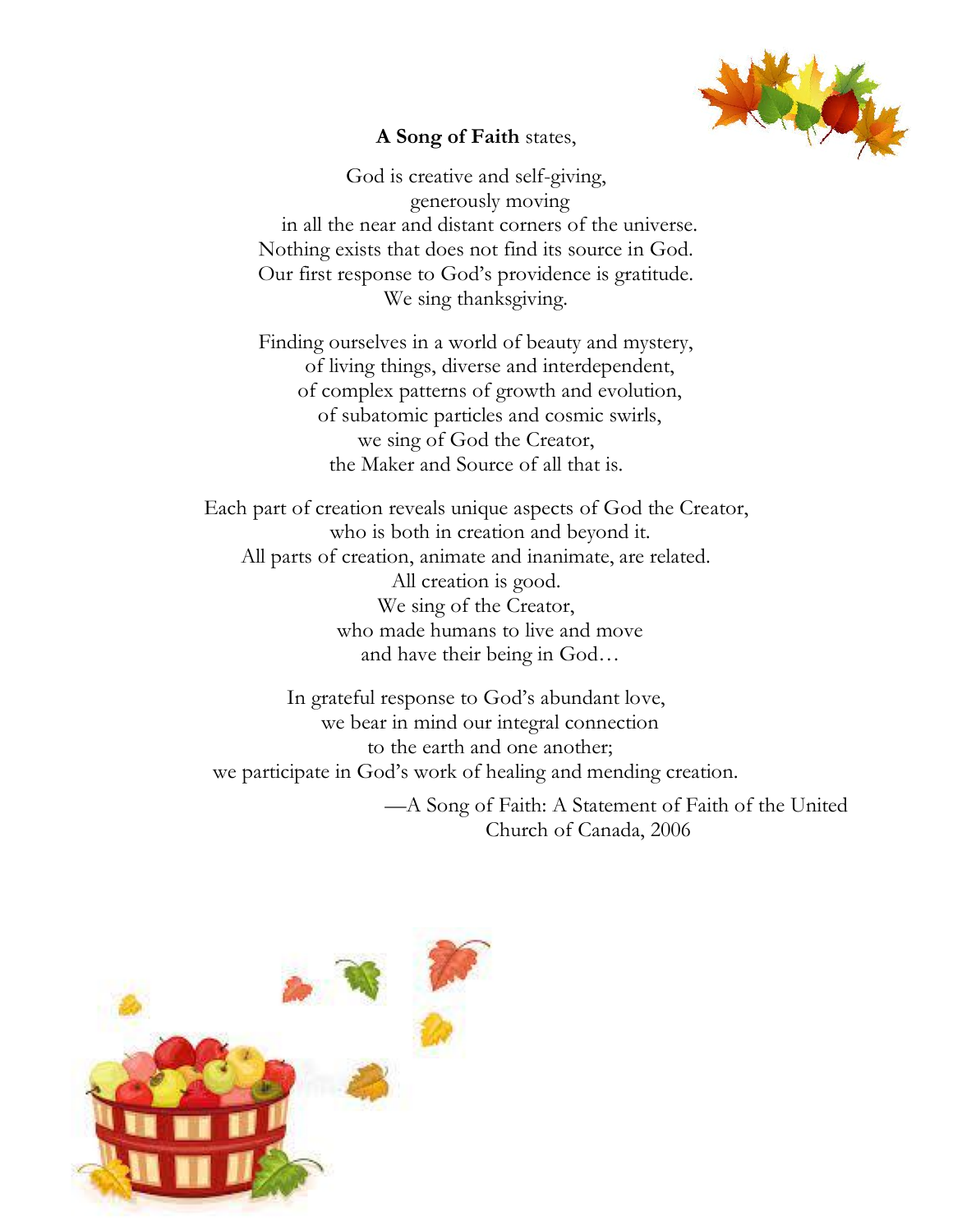**A Song of Faith** states,

God is creative and self-giving,
generously moving
in all the near and distant corners of the universe.
Nothing exists that does not find its source in God.
Our first response to God's providence is gratitude.
We sing thanksgiving.

Finding ourselves in a world of beauty and mystery,
of living things, diverse and interdependent,
of complex patterns of growth and evolution,
of subatomic particles and cosmic swirls,
we sing of God the Creator,
the Maker and Source of all that is.

Each part of creation reveals unique aspects of God the Creator,
who is both in creation and beyond it.
All parts of creation, animate and inanimate, are related.
All creation is good.
We sing of the Creator,
who made humans to live and move
and have their being in God…

In grateful response to God's abundant love,
we bear in mind our integral connection
to the earth and one another;
we participate in God's work of healing and mending creation.

—A Song of Faith: A Statement of Faith of the United Church of Canada, 2006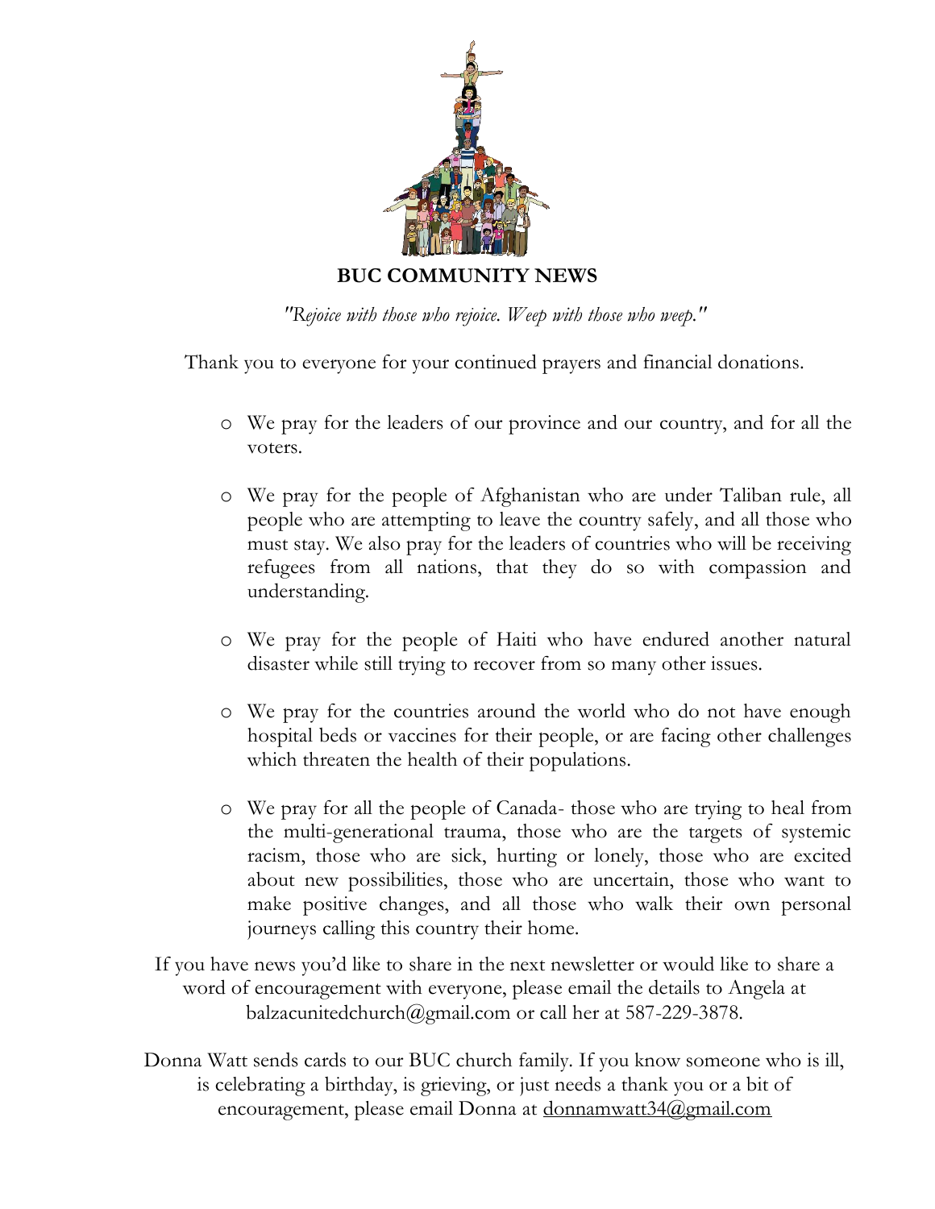# BUC COMMUNITY NEWS

*"Rejoice with those who rejoice. Weep with those who weep."*

Thank you to everyone for your continued prayers and financial donations.

- We pray for the leaders of our province and our country, and for all the voters.
- We pray for the people of Afghanistan who are under Taliban rule, all people who are attempting to leave the country safely, and all those who must stay. We also pray for the leaders of countries who will be receiving refugees from all nations, that they do so with compassion and understanding.
- We pray for the people of Haiti who have endured another natural disaster while still trying to recover from so many other issues.
- We pray for the countries around the world who do not have enough hospital beds or vaccines for their people, or are facing other challenges which threaten the health of their populations.
- We pray for all the people of Canada- those who are trying to heal from the multi-generational trauma, those who are the targets of systemic racism, those who are sick, hurting or lonely, those who are excited about new possibilities, those who are uncertain, those who want to make positive changes, and all those who walk their own personal journeys calling this country their home.

If you have news you'd like to share in the next newsletter or would like to share a word of encouragement with everyone, please email the details to Angela at balzacunitedchurch@gmail.com or call her at 587-229-3878.

Donna Watt sends cards to our BUC church family. If you know someone who is ill, is celebrating a birthday, is grieving, or just needs a thank you or a bit of encouragement, please email Donna at donnamwatt34@gmail.com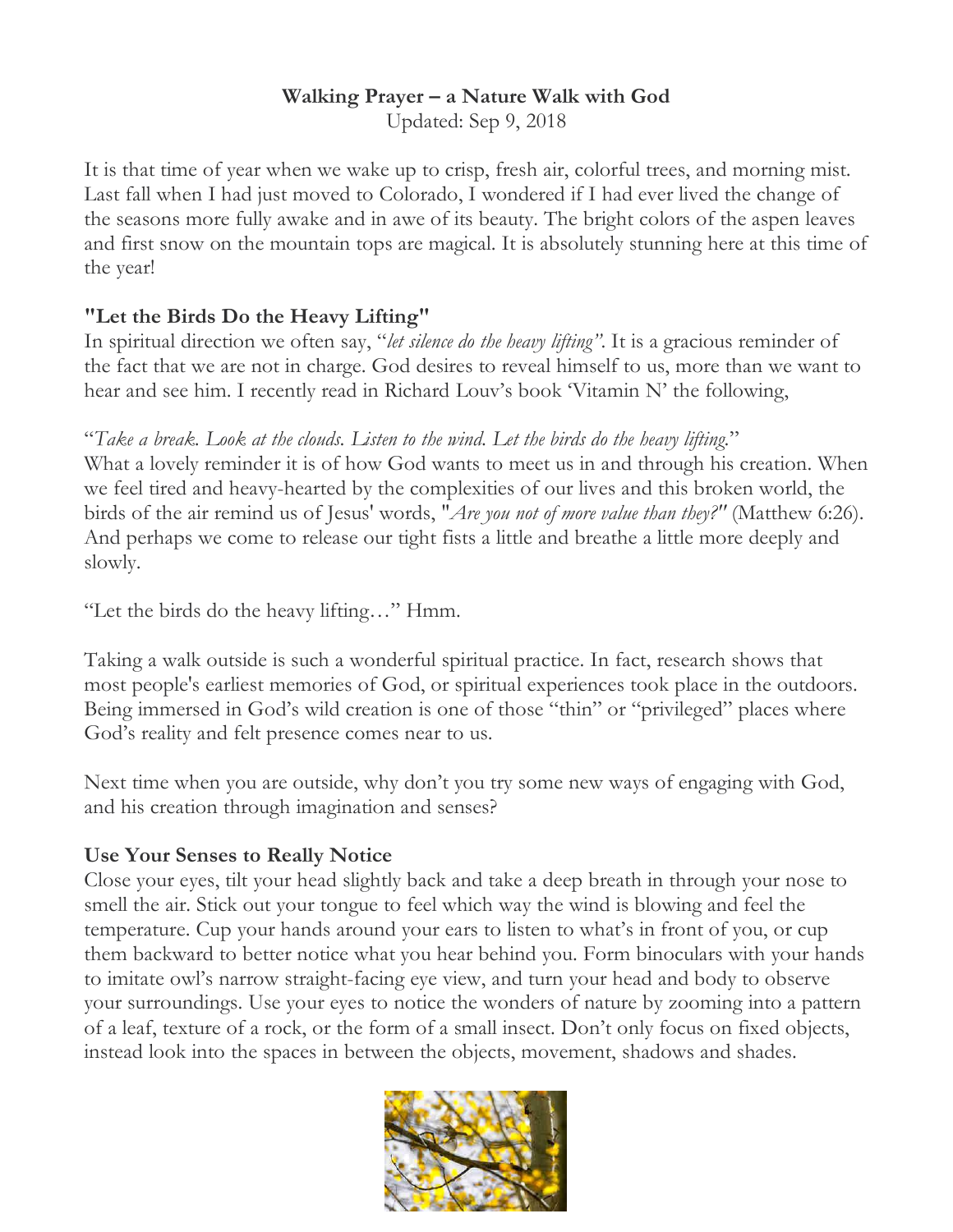**Walking Prayer – a Nature Walk with God**

Updated: Sep 9, 2018

It is that time of year when we wake up to crisp, fresh air, colorful trees, and morning mist. Last fall when I had just moved to Colorado, I wondered if I had ever lived the change of the seasons more fully awake and in awe of its beauty. The bright colors of the aspen leaves and first snow on the mountain tops are magical. It is absolutely stunning here at this time of the year!

**"Let the Birds Do the Heavy Lifting"**

In spiritual direction we often say, "*let silence do the heavy lifting"*. It is a gracious reminder of the fact that we are not in charge. God desires to reveal himself to us, more than we want to hear and see him. I recently read in Richard Louv's book 'Vitamin N' the following,

"*Take a break. Look at the clouds. Listen to the wind. Let the birds do the heavy lifting.*"

What a lovely reminder it is of how God wants to meet us in and through his creation. When we feel tired and heavy-hearted by the complexities of our lives and this broken world, the birds of the air remind us of Jesus' words, "*Are you not of more value than they?"* (Matthew 6:26). And perhaps we come to release our tight fists a little and breathe a little more deeply and slowly.

"Let the birds do the heavy lifting…" Hmm.

Taking a walk outside is such a wonderful spiritual practice. In fact, research shows that most people's earliest memories of God, or spiritual experiences took place in the outdoors. Being immersed in God's wild creation is one of those "thin" or "privileged" places where God's reality and felt presence comes near to us.

Next time when you are outside, why don't you try some new ways of engaging with God, and his creation through imagination and senses?

**Use Your Senses to Really Notice**

Close your eyes, tilt your head slightly back and take a deep breath in through your nose to smell the air. Stick out your tongue to feel which way the wind is blowing and feel the temperature. Cup your hands around your ears to listen to what's in front of you, or cup them backward to better notice what you hear behind you. Form binoculars with your hands to imitate owl's narrow straight-facing eye view, and turn your head and body to observe your surroundings. Use your eyes to notice the wonders of nature by zooming into a pattern of a leaf, texture of a rock, or the form of a small insect. Don't only focus on fixed objects, instead look into the spaces in between the objects, movement, shadows and shades.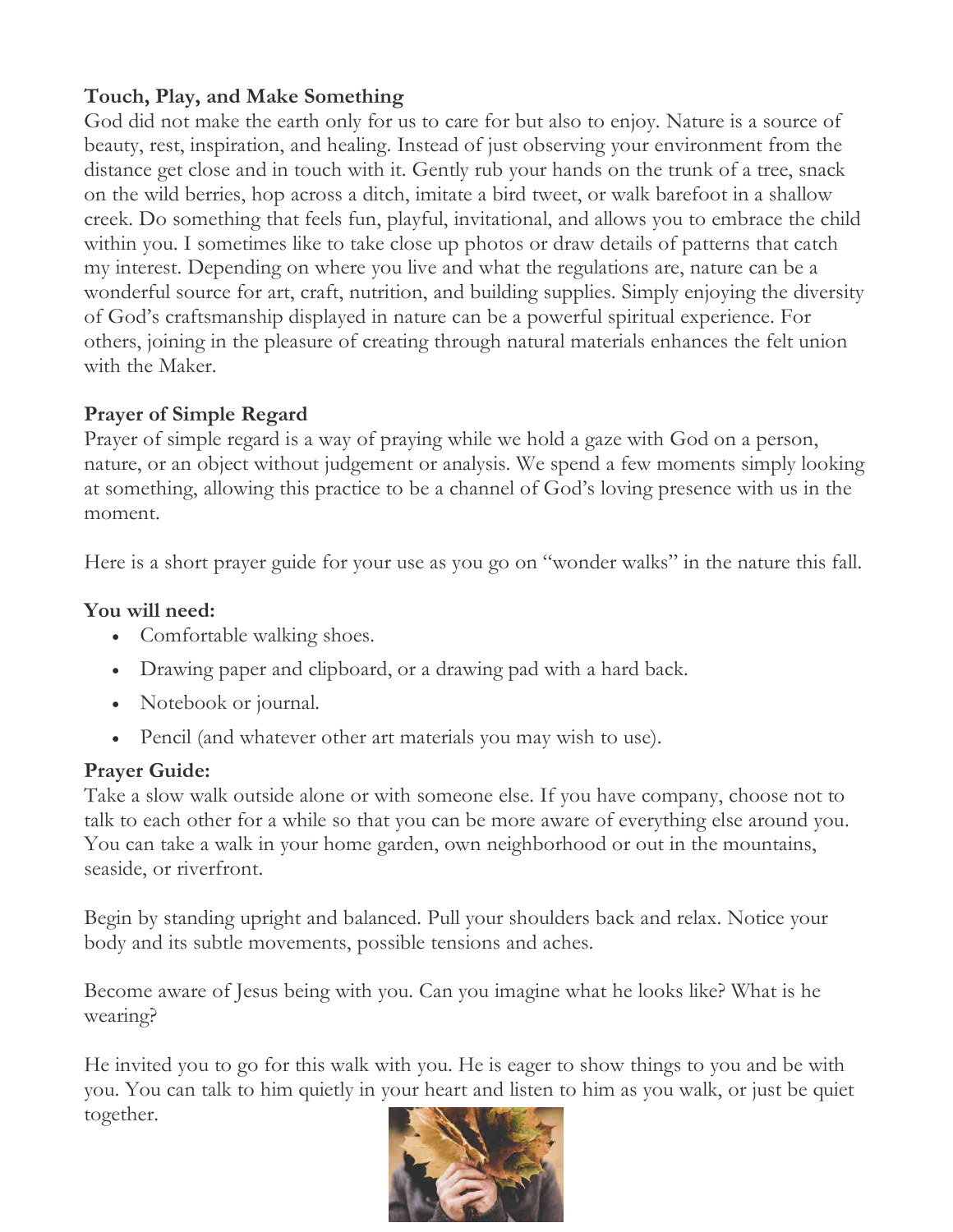**Touch, Play, and Make Something**

God did not make the earth only for us to care for but also to enjoy. Nature is a source of beauty, rest, inspiration, and healing. Instead of just observing your environment from the distance get close and in touch with it. Gently rub your hands on the trunk of a tree, snack on the wild berries, hop across a ditch, imitate a bird tweet, or walk barefoot in a shallow creek. Do something that feels fun, playful, invitational, and allows you to embrace the child within you. I sometimes like to take close up photos or draw details of patterns that catch my interest. Depending on where you live and what the regulations are, nature can be a wonderful source for art, craft, nutrition, and building supplies. Simply enjoying the diversity of God's craftsmanship displayed in nature can be a powerful spiritual experience. For others, joining in the pleasure of creating through natural materials enhances the felt union with the Maker.

**Prayer of Simple Regard**

Prayer of simple regard is a way of praying while we hold a gaze with God on a person, nature, or an object without judgement or analysis. We spend a few moments simply looking at something, allowing this practice to be a channel of God's loving presence with us in the moment.

Here is a short prayer guide for your use as you go on "wonder walks" in the nature this fall.

**You will need:**

- Comfortable walking shoes.
- Drawing paper and clipboard, or a drawing pad with a hard back.
- Notebook or journal.
- Pencil (and whatever other art materials you may wish to use).

**Prayer Guide:**

Take a slow walk outside alone or with someone else. If you have company, choose not to talk to each other for a while so that you can be more aware of everything else around you. You can take a walk in your home garden, own neighborhood or out in the mountains, seaside, or riverfront.

Begin by standing upright and balanced. Pull your shoulders back and relax. Notice your body and its subtle movements, possible tensions and aches.

Become aware of Jesus being with you. Can you imagine what he looks like? What is he wearing?

He invited you to go for this walk with you. He is eager to show things to you and be with you. You can talk to him quietly in your heart and listen to him as you walk, or just be quiet together.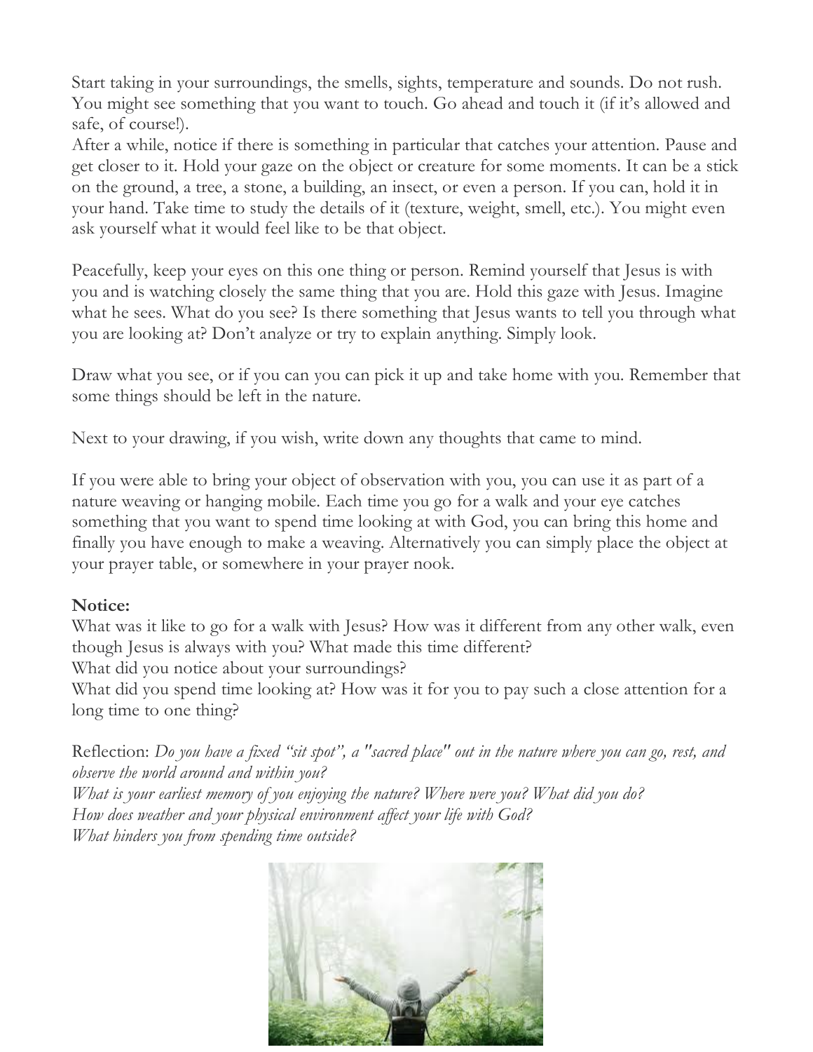Start taking in your surroundings, the smells, sights, temperature and sounds. Do not rush. You might see something that you want to touch. Go ahead and touch it (if it's allowed and safe, of course!).
After a while, notice if there is something in particular that catches your attention. Pause and get closer to it. Hold your gaze on the object or creature for some moments. It can be a stick on the ground, a tree, a stone, a building, an insect, or even a person. If you can, hold it in your hand. Take time to study the details of it (texture, weight, smell, etc.). You might even ask yourself what it would feel like to be that object.

Peacefully, keep your eyes on this one thing or person. Remind yourself that Jesus is with you and is watching closely the same thing that you are. Hold this gaze with Jesus. Imagine what he sees. What do you see? Is there something that Jesus wants to tell you through what you are looking at? Don't analyze or try to explain anything. Simply look.

Draw what you see, or if you can you can pick it up and take home with you. Remember that some things should be left in the nature.

Next to your drawing, if you wish, write down any thoughts that came to mind.

If you were able to bring your object of observation with you, you can use it as part of a nature weaving or hanging mobile. Each time you go for a walk and your eye catches something that you want to spend time looking at with God, you can bring this home and finally you have enough to make a weaving. Alternatively you can simply place the object at your prayer table, or somewhere in your prayer nook.

**Notice:**
What was it like to go for a walk with Jesus? How was it different from any other walk, even though Jesus is always with you? What made this time different?
What did you notice about your surroundings?
What did you spend time looking at? How was it for you to pay such a close attention for a long time to one thing?

Reflection: *Do you have a fixed "sit spot", a "sacred place" out in the nature where you can go, rest, and observe the world around and within you?*
*What is your earliest memory of you enjoying the nature? Where were you? What did you do?*
*How does weather and your physical environment affect your life with God?*
*What hinders you from spending time outside?*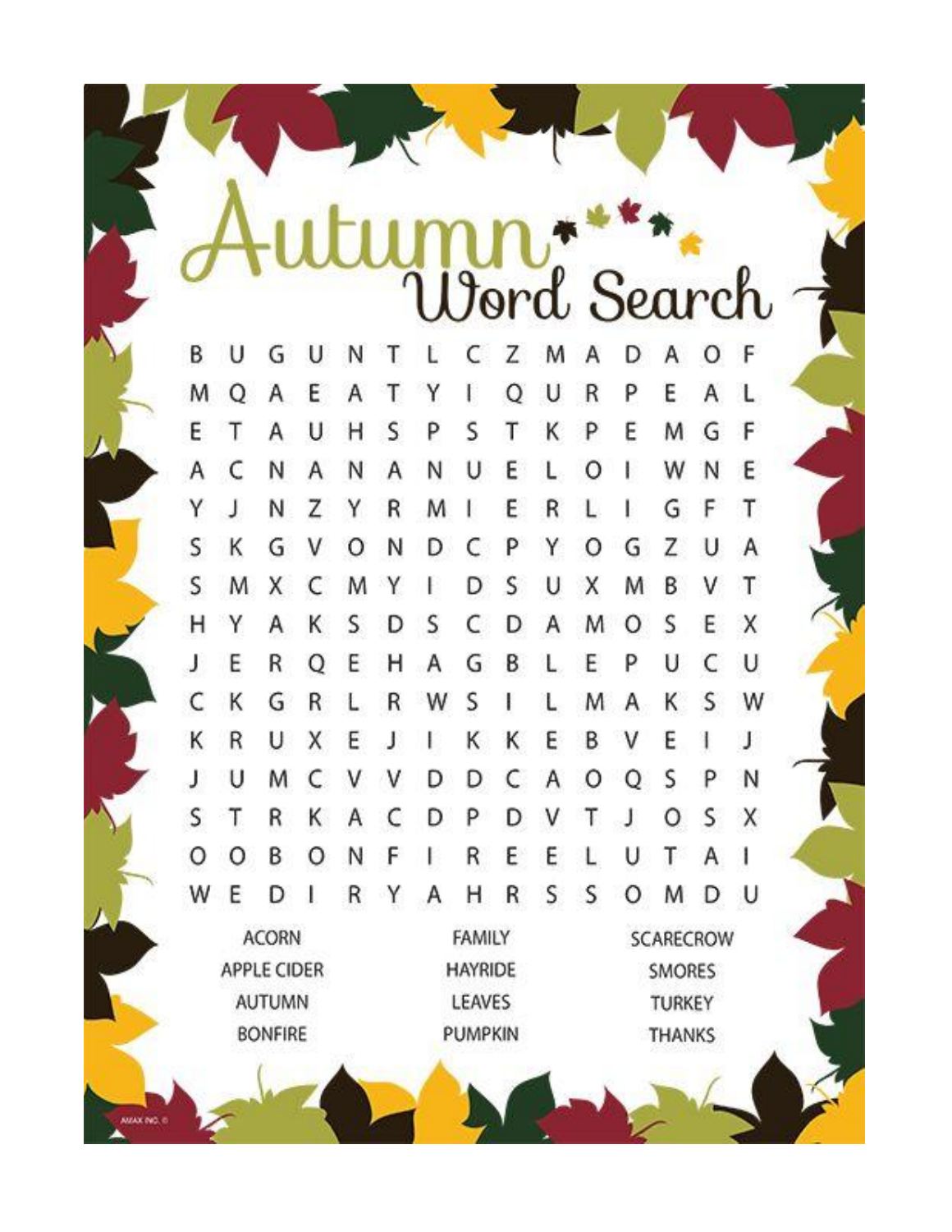# Autumn Word Search

```
B U G U N T L C Z M A D A O F
M Q A E A T Y I Q U R P E A L
E T A U H S P S T K P E M G F
A C N A N A N U E L O I W N E
Y J N Z Y R M I E R L I G F T
S K G V O N D C P Y O G Z U A
S M X C M Y I D S U X M B V T
H Y A K S D S C D A M O S E X
J E R Q E H A G B L E P U C U
C K G R L R W S I L M A K S W
K R U X E J I K K E B V E I J
J U M C V V D D C A O Q S P N
S T R K A C D P D V T J O S X
O O B O N F I R E E L U T A I
W E D I R Y A H R S S O M D U
```

| | | |
|---|---|---|
| ACORN | FAMILY | SCARECROW |
| APPLE CIDER | HAYRIDE | SMORES |
| AUTUMN | LEAVES | TURKEY |
| BONFIRE | PUMPKIN | THANKS |

AMAX INC. ©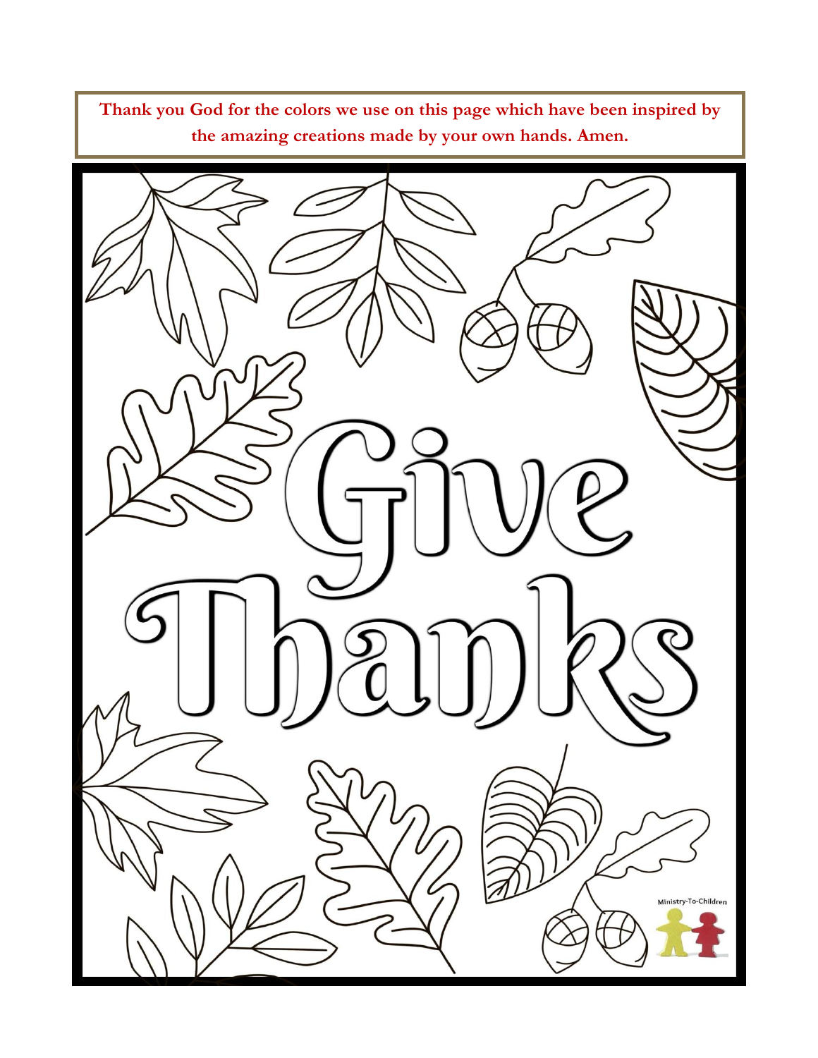**Thank you God for the colors we use on this page which have been inspired by the amazing creations made by your own hands. Amen.**

Give Thanks

Ministry-To-Children